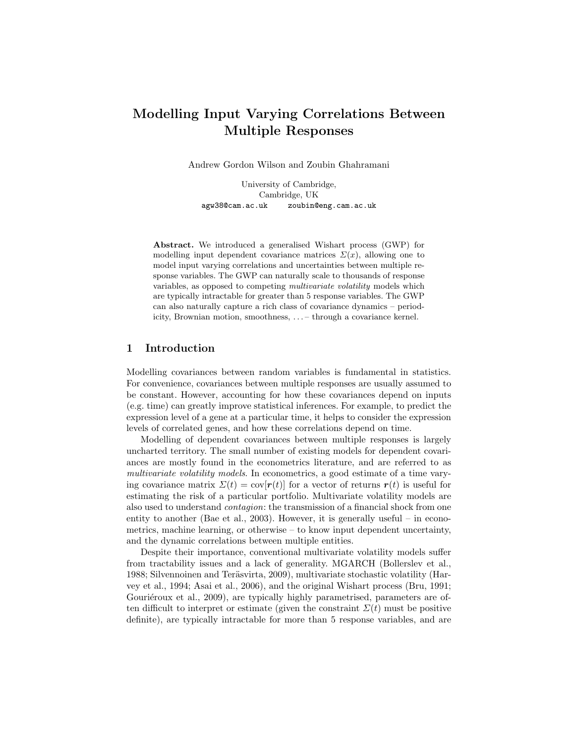# Modelling Input Varying Correlations Between Multiple Responses

Andrew Gordon Wilson and Zoubin Ghahramani

University of Cambridge,
Cambridge, UK
agw38@cam.ac.uk zoubin@eng.cam.ac.uk

**Abstract.** We introduced a generalised Wishart process (GWP) for modelling input dependent covariance matrices $\Sigma(x)$, allowing one to model input varying correlations and uncertainties between multiple response variables. The GWP can naturally scale to thousands of response variables, as opposed to competing *multivariate volatility* models which are typically intractable for greater than 5 response variables. The GWP can also naturally capture a rich class of covariance dynamics – periodicity, Brownian motion, smoothness, ... – through a covariance kernel.

## 1 Introduction

Modelling covariances between random variables is fundamental in statistics. For convenience, covariances between multiple responses are usually assumed to be constant. However, accounting for how these covariances depend on inputs (e.g. time) can greatly improve statistical inferences. For example, to predict the expression level of a gene at a particular time, it helps to consider the expression levels of correlated genes, and how these correlations depend on time.

Modelling of dependent covariances between multiple responses is largely uncharted territory. The small number of existing models for dependent covariances are mostly found in the econometrics literature, and are referred to as *multivariate volatility models*. In econometrics, a good estimate of a time varying covariance matrix $\Sigma(t) = \text{cov}[\boldsymbol{r}(t)]$ for a vector of returns $\boldsymbol{r}(t)$ is useful for estimating the risk of a particular portfolio. Multivariate volatility models are also used to understand *contagion*: the transmission of a financial shock from one entity to another (Bae et al., 2003). However, it is generally useful – in econometrics, machine learning, or otherwise – to know input dependent uncertainty, and the dynamic correlations between multiple entities.

Despite their importance, conventional multivariate volatility models suffer from tractability issues and a lack of generality. MGARCH (Bollerslev et al., 1988; Silvennoinen and Teräsvirta, 2009), multivariate stochastic volatility (Harvey et al., 1994; Asai et al., 2006), and the original Wishart process (Bru, 1991; Gouriéroux et al., 2009), are typically highly parametrised, parameters are often difficult to interpret or estimate (given the constraint $\Sigma(t)$ must be positive definite), are typically intractable for more than 5 response variables, and are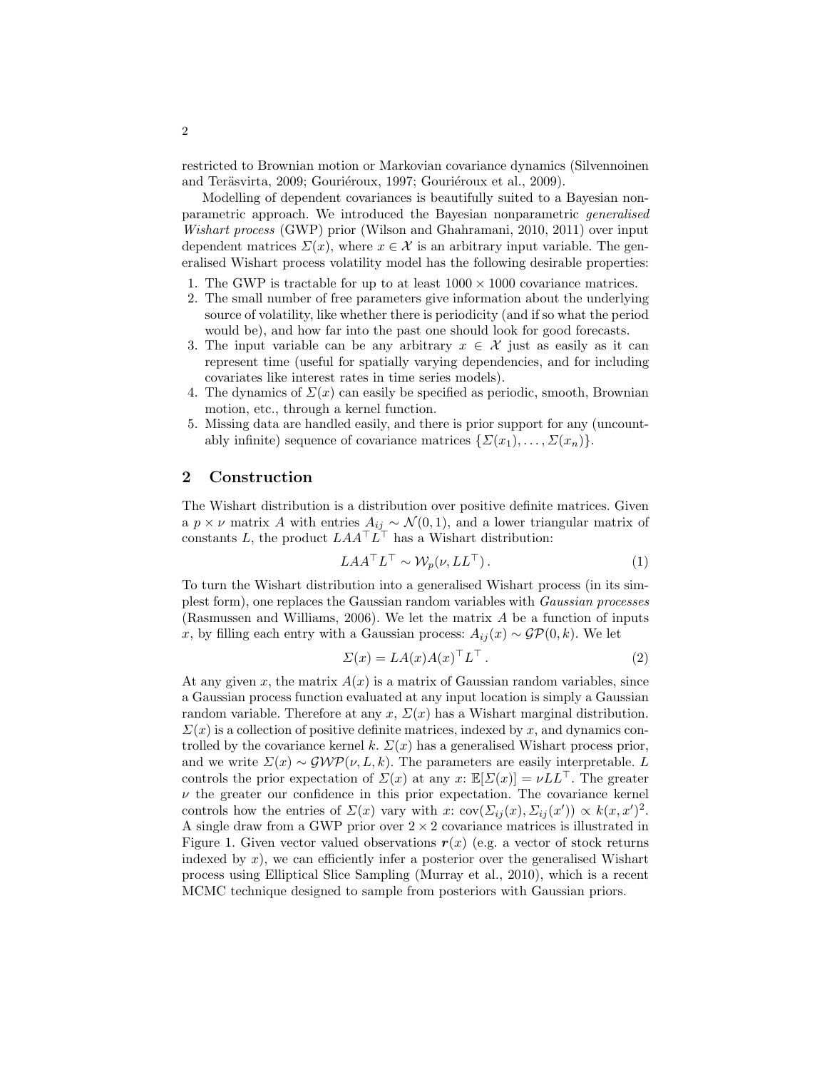restricted to Brownian motion or Markovian covariance dynamics (Silvennoinen and Teräsvirta, 2009; Gouriéroux, 1997; Gouriéroux et al., 2009).

Modelling of dependent covariances is beautifully suited to a Bayesian nonparametric approach. We introduced the Bayesian nonparametric *generalised Wishart process* (GWP) prior (Wilson and Ghahramani, 2010, 2011) over input dependent matrices $\Sigma(x)$, where $x \in \mathcal{X}$ is an arbitrary input variable. The generalised Wishart process volatility model has the following desirable properties:

1. The GWP is tractable for up to at least $1000 \times 1000$ covariance matrices.
2. The small number of free parameters give information about the underlying source of volatility, like whether there is periodicity (and if so what the period would be), and how far into the past one should look for good forecasts.
3. The input variable can be any arbitrary $x \in \mathcal{X}$ just as easily as it can represent time (useful for spatially varying dependencies, and for including covariates like interest rates in time series models).
4. The dynamics of $\Sigma(x)$ can easily be specified as periodic, smooth, Brownian motion, etc., through a kernel function.
5. Missing data are handled easily, and there is prior support for any (uncountably infinite) sequence of covariance matrices $\{\Sigma(x_1), \ldots, \Sigma(x_n)\}$.

## 2 Construction

The Wishart distribution is a distribution over positive definite matrices. Given a $p \times \nu$ matrix $A$ with entries $A_{ij} \sim \mathcal{N}(0, 1)$, and a lower triangular matrix of constants $L$, the product $LAA^\top L^\top$ has a Wishart distribution:

$$LAA^\top L^\top \sim \mathcal{W}_p(\nu, LL^\top)\,. \tag{1}$$

To turn the Wishart distribution into a generalised Wishart process (in its simplest form), one replaces the Gaussian random variables with *Gaussian processes* (Rasmussen and Williams, 2006). We let the matrix $A$ be a function of inputs $x$, by filling each entry with a Gaussian process: $A_{ij}(x) \sim \mathcal{GP}(0, k)$. We let

$$\Sigma(x) = LA(x)A(x)^\top L^\top\,. \tag{2}$$

At any given $x$, the matrix $A(x)$ is a matrix of Gaussian random variables, since a Gaussian process function evaluated at any input location is simply a Gaussian random variable. Therefore at any $x$, $\Sigma(x)$ has a Wishart marginal distribution. $\Sigma(x)$ is a collection of positive definite matrices, indexed by $x$, and dynamics controlled by the covariance kernel $k$. $\Sigma(x)$ has a generalised Wishart process prior, and we write $\Sigma(x) \sim \mathcal{GWP}(\nu, L, k)$. The parameters are easily interpretable. $L$ controls the prior expectation of $\Sigma(x)$ at any $x$: $\mathbb{E}[\Sigma(x)] = \nu LL^\top$. The greater $\nu$ the greater our confidence in this prior expectation. The covariance kernel controls how the entries of $\Sigma(x)$ vary with $x$: $\text{cov}(\Sigma_{ij}(x), \Sigma_{ij}(x')) \propto k(x, x')^2$. A single draw from a GWP prior over $2 \times 2$ covariance matrices is illustrated in Figure 1. Given vector valued observations $\boldsymbol{r}(x)$ (e.g. a vector of stock returns indexed by $x$), we can efficiently infer a posterior over the generalised Wishart process using Elliptical Slice Sampling (Murray et al., 2010), which is a recent MCMC technique designed to sample from posteriors with Gaussian priors.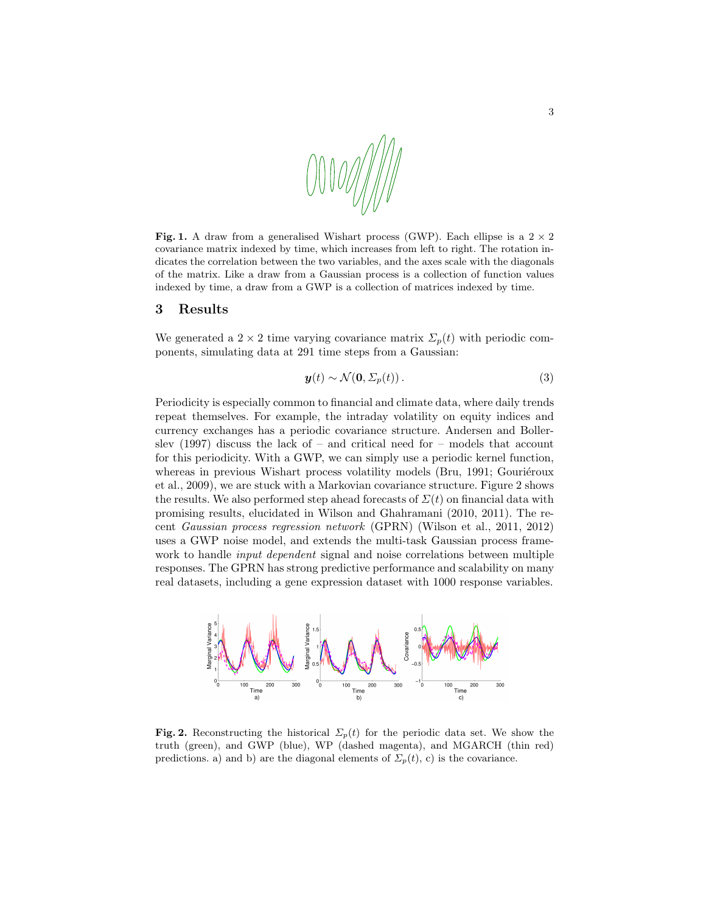**Fig. 1.** A draw from a generalised Wishart process (GWP). Each ellipse is a $2 \times 2$ covariance matrix indexed by time, which increases from left to right. The rotation indicates the correlation between the two variables, and the axes scale with the diagonals of the matrix. Like a draw from a Gaussian process is a collection of function values indexed by time, a draw from a GWP is a collection of matrices indexed by time.

## 3 Results

We generated a $2 \times 2$ time varying covariance matrix $\Sigma_p(t)$ with periodic components, simulating data at 291 time steps from a Gaussian:

$$\boldsymbol{y}(t) \sim \mathcal{N}(\mathbf{0}, \Sigma_p(t))\,. \tag{3}$$

Periodicity is especially common to financial and climate data, where daily trends repeat themselves. For example, the intraday volatility on equity indices and currency exchanges has a periodic covariance structure. Andersen and Bollerslev (1997) discuss the lack of – and critical need for – models that account for this periodicity. With a GWP, we can simply use a periodic kernel function, whereas in previous Wishart process volatility models (Bru, 1991; Gouriéroux et al., 2009), we are stuck with a Markovian covariance structure. Figure 2 shows the results. We also performed step ahead forecasts of $\Sigma(t)$ on financial data with promising results, elucidated in Wilson and Ghahramani (2010, 2011). The recent *Gaussian process regression network* (GPRN) (Wilson et al., 2011, 2012) uses a GWP noise model, and extends the multi-task Gaussian process framework to handle *input dependent* signal and noise correlations between multiple responses. The GPRN has strong predictive performance and scalability on many real datasets, including a gene expression dataset with 1000 response variables.

**Fig. 2.** Reconstructing the historical $\Sigma_p(t)$ for the periodic data set. We show the truth (green), and GWP (blue), WP (dashed magenta), and MGARCH (thin red) predictions. a) and b) are the diagonal elements of $\Sigma_p(t)$, c) is the covariance.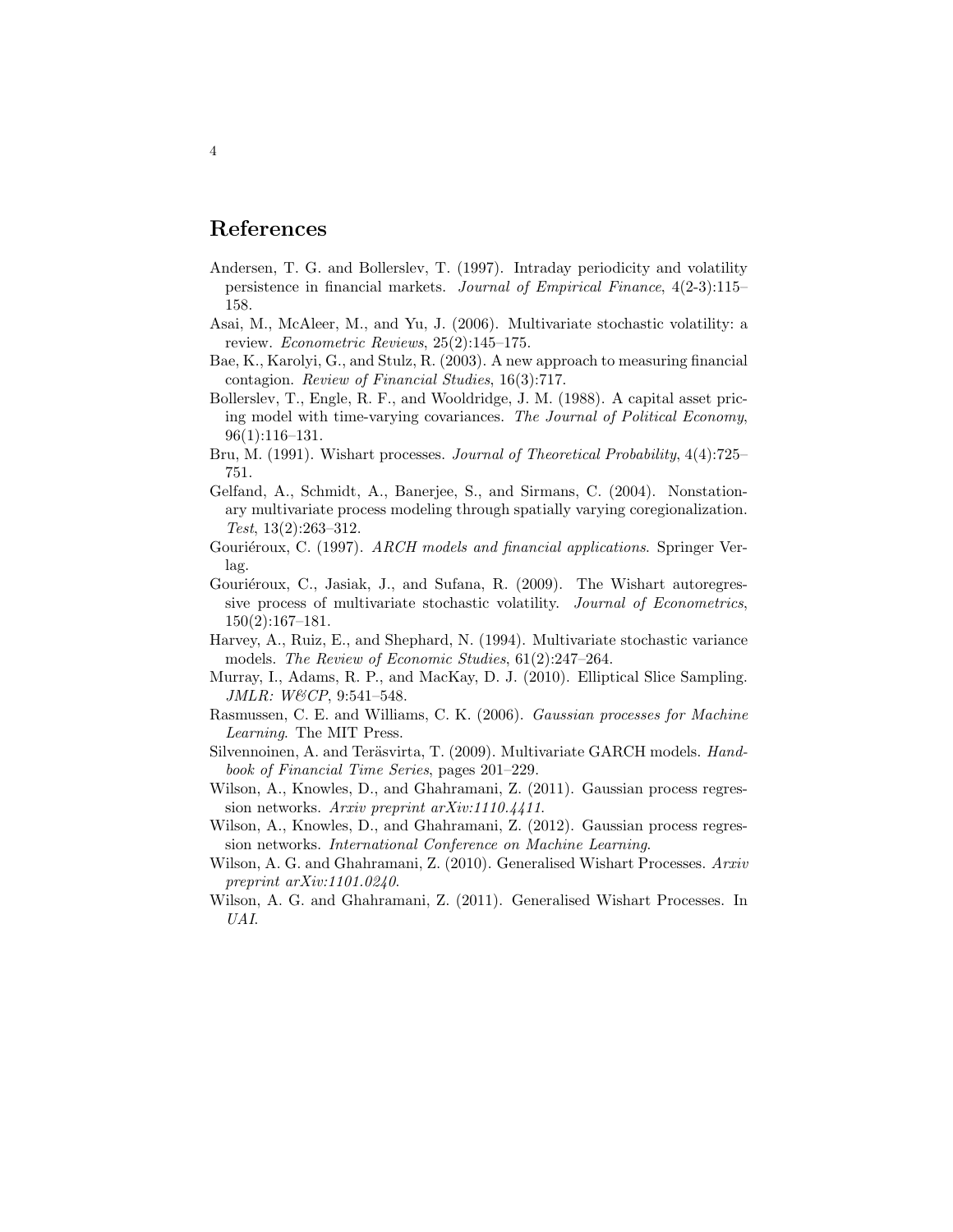## References

Andersen, T. G. and Bollerslev, T. (1997). Intraday periodicity and volatility persistence in financial markets. *Journal of Empirical Finance*, 4(2-3):115–158.

Asai, M., McAleer, M., and Yu, J. (2006). Multivariate stochastic volatility: a review. *Econometric Reviews*, 25(2):145–175.

Bae, K., Karolyi, G., and Stulz, R. (2003). A new approach to measuring financial contagion. *Review of Financial Studies*, 16(3):717.

Bollerslev, T., Engle, R. F., and Wooldridge, J. M. (1988). A capital asset pricing model with time-varying covariances. *The Journal of Political Economy*, 96(1):116–131.

Bru, M. (1991). Wishart processes. *Journal of Theoretical Probability*, 4(4):725–751.

Gelfand, A., Schmidt, A., Banerjee, S., and Sirmans, C. (2004). Nonstationary multivariate process modeling through spatially varying coregionalization. *Test*, 13(2):263–312.

Gouriéroux, C. (1997). *ARCH models and financial applications*. Springer Verlag.

Gouriéroux, C., Jasiak, J., and Sufana, R. (2009). The Wishart autoregressive process of multivariate stochastic volatility. *Journal of Econometrics*, 150(2):167–181.

Harvey, A., Ruiz, E., and Shephard, N. (1994). Multivariate stochastic variance models. *The Review of Economic Studies*, 61(2):247–264.

Murray, I., Adams, R. P., and MacKay, D. J. (2010). Elliptical Slice Sampling. *JMLR: W&CP*, 9:541–548.

Rasmussen, C. E. and Williams, C. K. (2006). *Gaussian processes for Machine Learning*. The MIT Press.

Silvennoinen, A. and Teräsvirta, T. (2009). Multivariate GARCH models. *Handbook of Financial Time Series*, pages 201–229.

Wilson, A., Knowles, D., and Ghahramani, Z. (2011). Gaussian process regression networks. *Arxiv preprint arXiv:1110.4411*.

Wilson, A., Knowles, D., and Ghahramani, Z. (2012). Gaussian process regression networks. *International Conference on Machine Learning*.

Wilson, A. G. and Ghahramani, Z. (2010). Generalised Wishart Processes. *Arxiv preprint arXiv:1101.0240*.

Wilson, A. G. and Ghahramani, Z. (2011). Generalised Wishart Processes. In *UAI*.